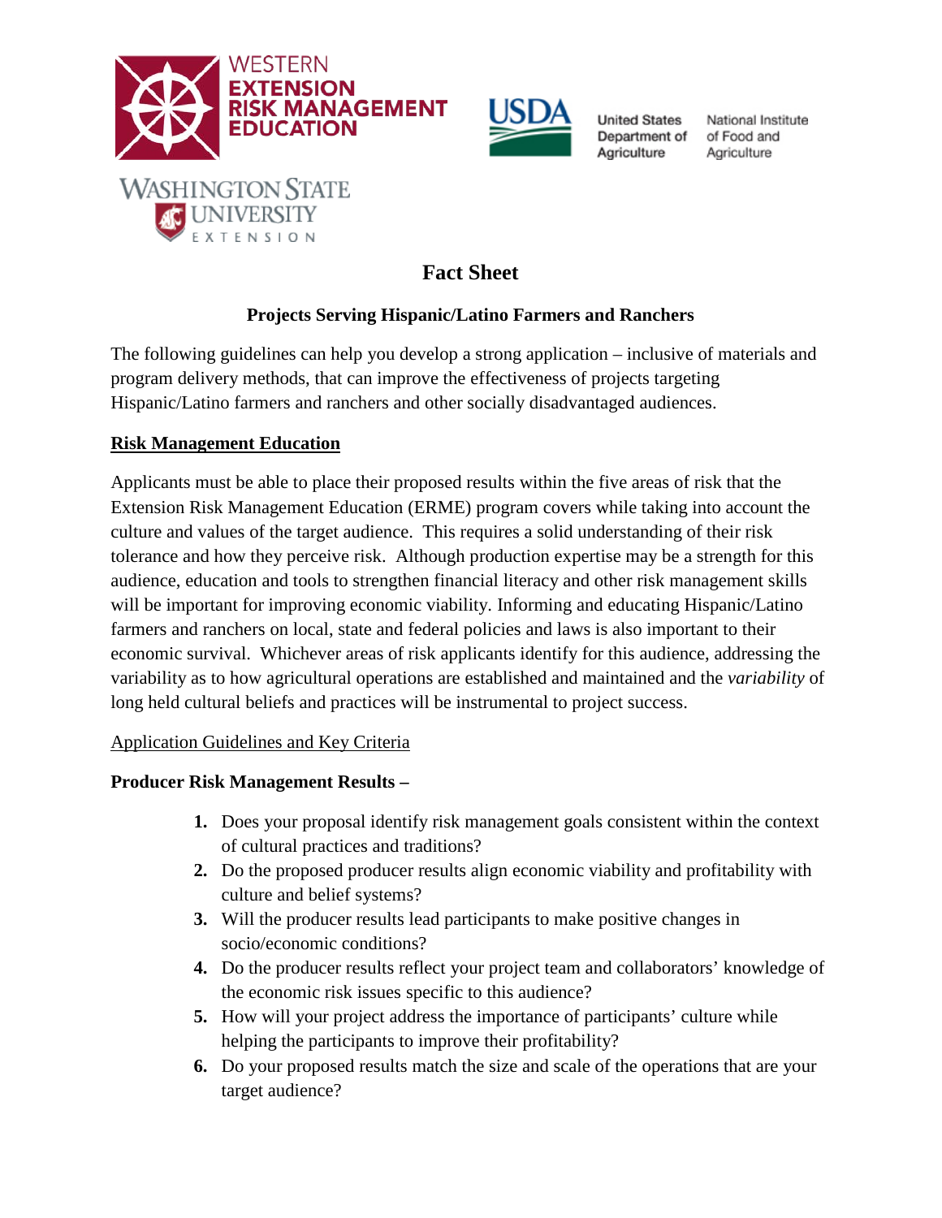WESTERN EXTENSION RISK MANAGEMENT EDUCATION

USDA United States Department of Agriculture — National Institute of Food and Agriculture

WASHINGTON STATE UNIVERSITY EXTENSION

# Fact Sheet

## Projects Serving Hispanic/Latino Farmers and Ranchers

The following guidelines can help you develop a strong application – inclusive of materials and program delivery methods, that can improve the effectiveness of projects targeting Hispanic/Latino farmers and ranchers and other socially disadvantaged audiences.

### Risk Management Education

Applicants must be able to place their proposed results within the five areas of risk that the Extension Risk Management Education (ERME) program covers while taking into account the culture and values of the target audience. This requires a solid understanding of their risk tolerance and how they perceive risk. Although production expertise may be a strength for this audience, education and tools to strengthen financial literacy and other risk management skills will be important for improving economic viability. Informing and educating Hispanic/Latino farmers and ranchers on local, state and federal policies and laws is also important to their economic survival. Whichever areas of risk applicants identify for this audience, addressing the variability as to how agricultural operations are established and maintained and the *variability* of long held cultural beliefs and practices will be instrumental to project success.

Application Guidelines and Key Criteria

**Producer Risk Management Results –**

1. Does your proposal identify risk management goals consistent within the context of cultural practices and traditions?
2. Do the proposed producer results align economic viability and profitability with culture and belief systems?
3. Will the producer results lead participants to make positive changes in socio/economic conditions?
4. Do the producer results reflect your project team and collaborators' knowledge of the economic risk issues specific to this audience?
5. How will your project address the importance of participants' culture while helping the participants to improve their profitability?
6. Do your proposed results match the size and scale of the operations that are your target audience?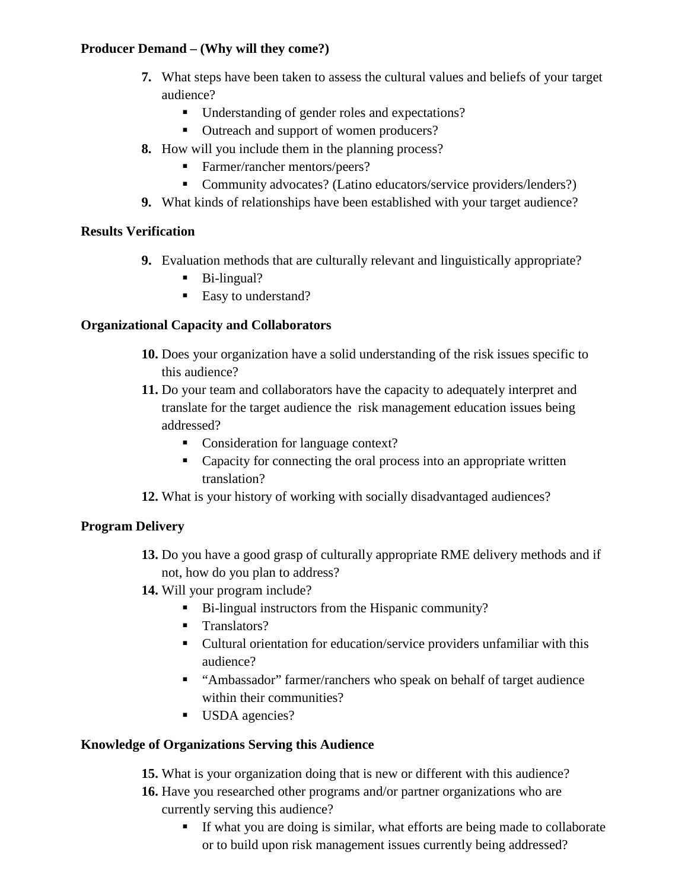**Producer Demand – (Why will they come?)**

7. What steps have been taken to assess the cultural values and beliefs of your target audience?
   - Understanding of gender roles and expectations?
   - Outreach and support of women producers?
8. How will you include them in the planning process?
   - Farmer/rancher mentors/peers?
   - Community advocates? (Latino educators/service providers/lenders?)
9. What kinds of relationships have been established with your target audience?

**Results Verification**

9. Evaluation methods that are culturally relevant and linguistically appropriate?
   - Bi-lingual?
   - Easy to understand?

**Organizational Capacity and Collaborators**

10. Does your organization have a solid understanding of the risk issues specific to this audience?
11. Do your team and collaborators have the capacity to adequately interpret and translate for the target audience the risk management education issues being addressed?
    - Consideration for language context?
    - Capacity for connecting the oral process into an appropriate written translation?
12. What is your history of working with socially disadvantaged audiences?

**Program Delivery**

13. Do you have a good grasp of culturally appropriate RME delivery methods and if not, how do you plan to address?
14. Will your program include?
    - Bi-lingual instructors from the Hispanic community?
    - Translators?
    - Cultural orientation for education/service providers unfamiliar with this audience?
    - "Ambassador" farmer/ranchers who speak on behalf of target audience within their communities?
    - USDA agencies?

**Knowledge of Organizations Serving this Audience**

15. What is your organization doing that is new or different with this audience?
16. Have you researched other programs and/or partner organizations who are currently serving this audience?
    - If what you are doing is similar, what efforts are being made to collaborate or to build upon risk management issues currently being addressed?